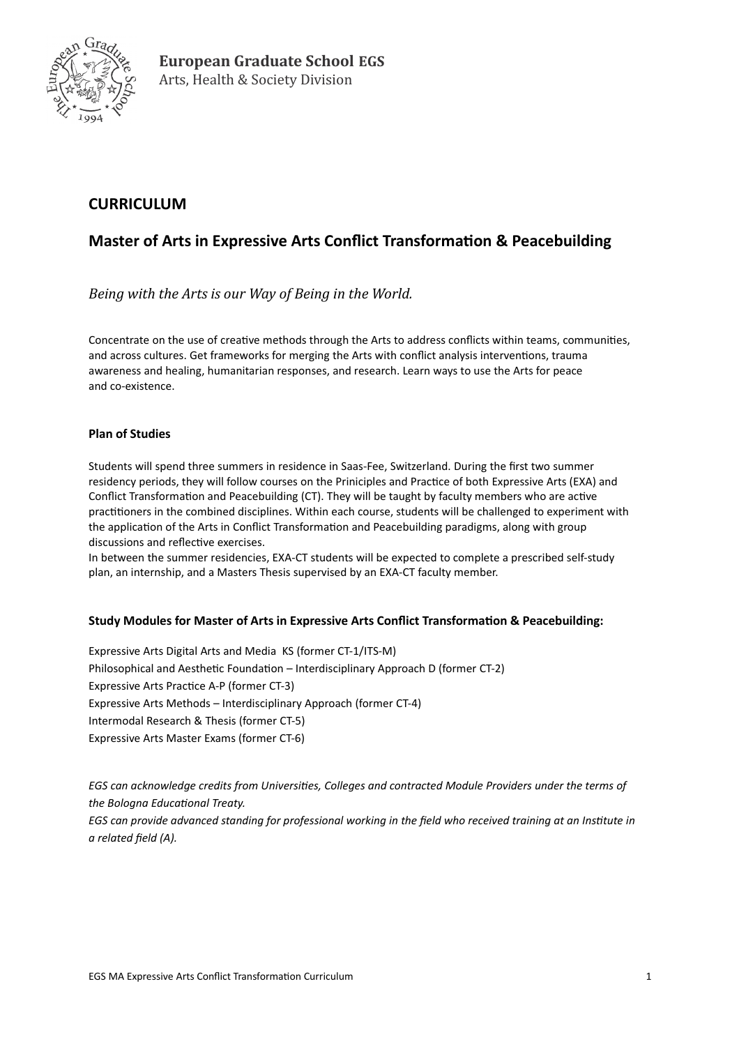**European Graduate School EGS**
Arts, Health & Society Division

## CURRICULUM

## Master of Arts in Expressive Arts Conflict Transformation & Peacebuilding

*Being with the Arts is our Way of Being in the World.*

Concentrate on the use of creative methods through the Arts to address conflicts within teams, communities, and across cultures. Get frameworks for merging the Arts with conflict analysis interventions, trauma awareness and healing, humanitarian responses, and research. Learn ways to use the Arts for peace and co-existence.

### Plan of Studies

Students will spend three summers in residence in Saas-Fee, Switzerland. During the first two summer residency periods, they will follow courses on the Priniciples and Practice of both Expressive Arts (EXA) and Conflict Transformation and Peacebuilding (CT). They will be taught by faculty members who are active practitioners in the combined disciplines. Within each course, students will be challenged to experiment with the application of the Arts in Conflict Transformation and Peacebuilding paradigms, along with group discussions and reflective exercises.
In between the summer residencies, EXA-CT students will be expected to complete a prescribed self-study plan, an internship, and a Masters Thesis supervised by an EXA-CT faculty member.

### Study Modules for Master of Arts in Expressive Arts Conflict Transformation & Peacebuilding:

Expressive Arts Digital Arts and Media KS (former CT-1/ITS-M)
Philosophical and Aesthetic Foundation – Interdisciplinary Approach D (former CT-2)
Expressive Arts Practice A-P (former CT-3)
Expressive Arts Methods – Interdisciplinary Approach (former CT-4)
Intermodal Research & Thesis (former CT-5)
Expressive Arts Master Exams (former CT-6)

*EGS can acknowledge credits from Universities, Colleges and contracted Module Providers under the terms of the Bologna Educational Treaty.*
*EGS can provide advanced standing for professional working in the field who received training at an Institute in a related field (A).*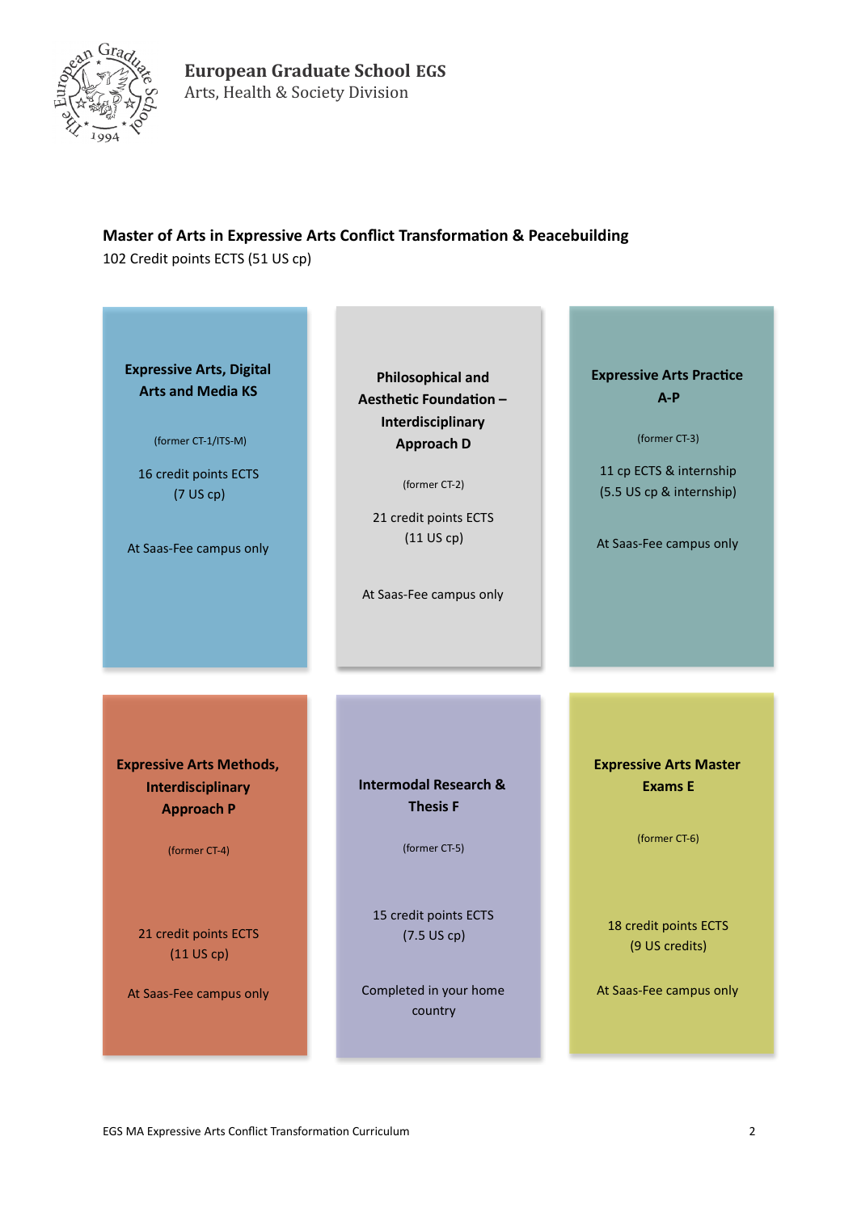**European Graduate School EGS**
Arts, Health & Society Division

## Master of Arts in Expressive Arts Conflict Transformation & Peacebuilding

102 Credit points ECTS (51 US cp)

### Expressive Arts, Digital Arts and Media KS

(former CT-1/ITS-M)

16 credit points ECTS
(7 US cp)

At Saas-Fee campus only

### Philosophical and Aesthetic Foundation – Interdisciplinary Approach D

(former CT-2)

21 credit points ECTS
(11 US cp)

At Saas-Fee campus only

### Expressive Arts Practice A-P

(former CT-3)

11 cp ECTS & internship
(5.5 US cp & internship)

At Saas-Fee campus only

### Expressive Arts Methods, Interdisciplinary Approach P

(former CT-4)

21 credit points ECTS
(11 US cp)

At Saas-Fee campus only

### Intermodal Research & Thesis F

(former CT-5)

15 credit points ECTS
(7.5 US cp)

Completed in your home country

### Expressive Arts Master Exams E

(former CT-6)

18 credit points ECTS
(9 US credits)

At Saas-Fee campus only